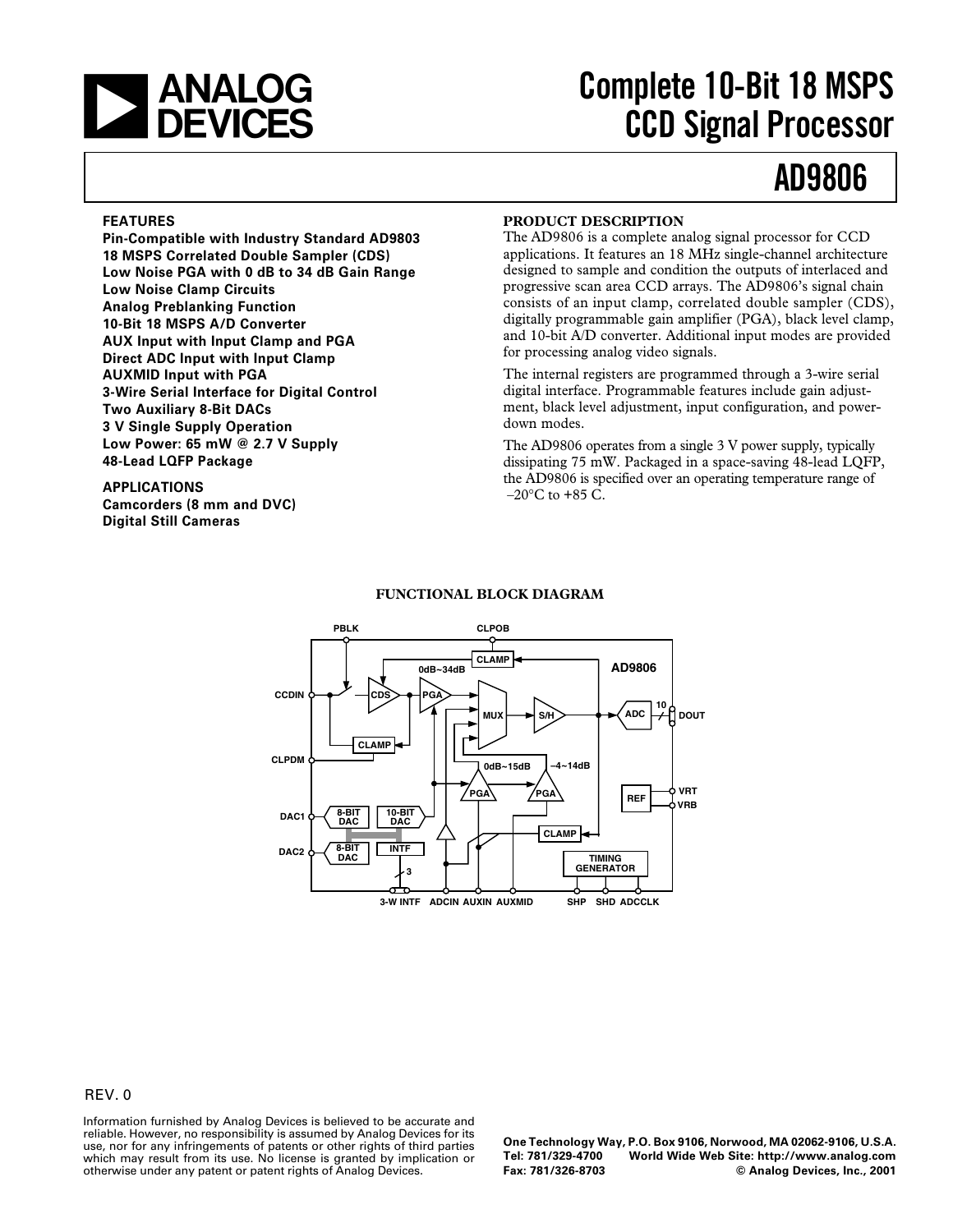# Complete 10-Bit 18 MSPS CCD Signal Processor

# AD9806

## FEATURES

**Pin-Compatible with Industry Standard AD9803**
**18 MSPS Correlated Double Sampler (CDS)**
**Low Noise PGA with 0 dB to 34 dB Gain Range**
**Low Noise Clamp Circuits**
**Analog Preblanking Function**
**10-Bit 18 MSPS A/D Converter**
**AUX Input with Input Clamp and PGA**
**Direct ADC Input with Input Clamp**
**AUXMID Input with PGA**
**3-Wire Serial Interface for Digital Control**
**Two Auxiliary 8-Bit DACs**
**3 V Single Supply Operation**
**Low Power: 65 mW @ 2.7 V Supply**
**48-Lead LQFP Package**

## APPLICATIONS

**Camcorders (8 mm and DVC)**
**Digital Still Cameras**

## PRODUCT DESCRIPTION

The AD9806 is a complete analog signal processor for CCD applications. It features an 18 MHz single-channel architecture designed to sample and condition the outputs of interlaced and progressive scan area CCD arrays. The AD9806's signal chain consists of an input clamp, correlated double sampler (CDS), digitally programmable gain amplifier (PGA), black level clamp, and 10-bit A/D converter. Additional input modes are provided for processing analog video signals.

The internal registers are programmed through a 3-wire serial digital interface. Programmable features include gain adjustment, black level adjustment, input configuration, and power-down modes.

The AD9806 operates from a single 3 V power supply, typically dissipating 75 mW. Packaged in a space-saving 48-lead LQFP, the AD9806 is specified over an operating temperature range of –20°C to +85 C.

## FUNCTIONAL BLOCK DIAGRAM

REV. 0

Information furnished by Analog Devices is believed to be accurate and reliable. However, no responsibility is assumed by Analog Devices for its use, nor for any infringements of patents or other rights of third parties which may result from its use. No license is granted by implication or otherwise under any patent or patent rights of Analog Devices.

One Technology Way, P.O. Box 9106, Norwood, MA 02062-9106, U.S.A.
Tel: 781/329-4700 World Wide Web Site: http://www.analog.com
Fax: 781/326-8703 © Analog Devices, Inc., 2001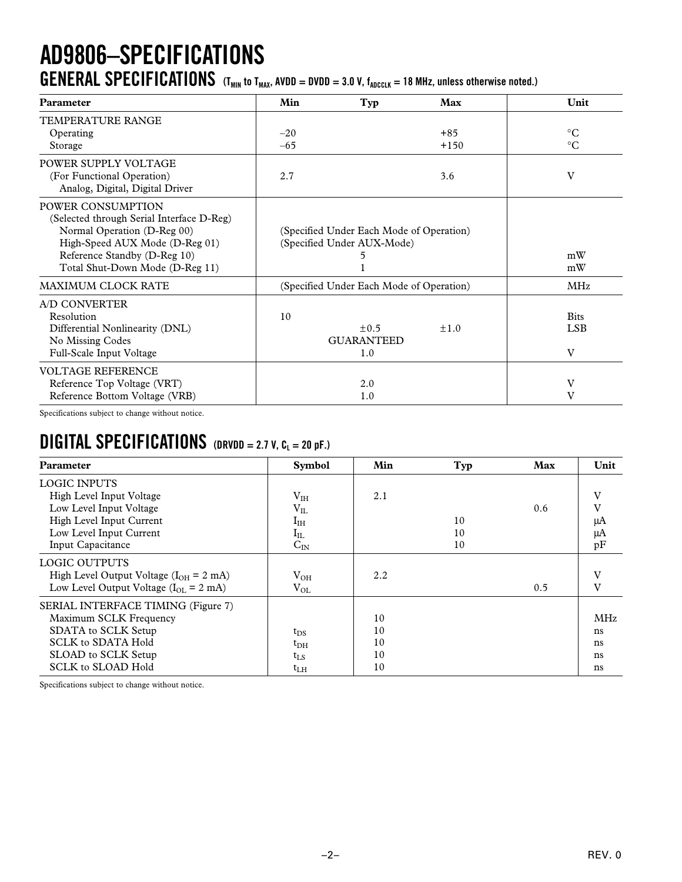# AD9806–SPECIFICATIONS

## GENERAL SPECIFICATIONS ($T_{MIN}$ to $T_{MAX}$, AVDD = DVDD = 3.0 V, $f_{ADCCLK}$ = 18 MHz, unless otherwise noted.)

| Parameter | Min | Typ | Max | Unit |
|---|---|---|---|---|
| TEMPERATURE RANGE | | | | |
| Operating | –20 | | +85 | °C |
| Storage | –65 | | +150 | °C |
| POWER SUPPLY VOLTAGE | | | | |
| (For Functional Operation) Analog, Digital, Digital Driver | 2.7 | | 3.6 | V |
| POWER CONSUMPTION | | | | |
| (Selected through Serial Interface D-Reg) | | | | |
| Normal Operation (D-Reg 00) | (Specified Under Each Mode of Operation) | | | |
| High-Speed AUX Mode (D-Reg 01) | (Specified Under AUX-Mode) | | | |
| Reference Standby (D-Reg 10) | | 5 | | mW |
| Total Shut-Down Mode (D-Reg 11) | | 1 | | mW |
| MAXIMUM CLOCK RATE | (Specified Under Each Mode of Operation) | | | MHz |
| A/D CONVERTER | | | | |
| Resolution | 10 | | | Bits |
| Differential Nonlinearity (DNL) | | ±0.5 | ±1.0 | LSB |
| No Missing Codes | | GUARANTEED | | |
| Full-Scale Input Voltage | | 1.0 | | V |
| VOLTAGE REFERENCE | | | | |
| Reference Top Voltage (VRT) | | 2.0 | | V |
| Reference Bottom Voltage (VRB) | | 1.0 | | V |

Specifications subject to change without notice.

## DIGITAL SPECIFICATIONS (DRVDD = 2.7 V, $C_L$ = 20 pF.)

| Parameter | Symbol | Min | Typ | Max | Unit |
|---|---|---|---|---|---|
| LOGIC INPUTS | | | | | |
| High Level Input Voltage | $V_{IH}$ | 2.1 | | | V |
| Low Level Input Voltage | $V_{IL}$ | | | 0.6 | V |
| High Level Input Current | $I_{IH}$ | | 10 | | µA |
| Low Level Input Current | $I_{IL}$ | | 10 | | µA |
| Input Capacitance | $C_{IN}$ | | 10 | | pF |
| LOGIC OUTPUTS | | | | | |
| High Level Output Voltage ($I_{OH}$ = 2 mA) | $V_{OH}$ | 2.2 | | | V |
| Low Level Output Voltage ($I_{OL}$ = 2 mA) | $V_{OL}$ | | | 0.5 | V |
| SERIAL INTERFACE TIMING (Figure 7) | | | | | |
| Maximum SCLK Frequency | | 10 | | | MHz |
| SDATA to SCLK Setup | $t_{DS}$ | 10 | | | ns |
| SCLK to SDATA Hold | $t_{DH}$ | 10 | | | ns |
| SLOAD to SCLK Setup | $t_{LS}$ | 10 | | | ns |
| SCLK to SLOAD Hold | $t_{LH}$ | 10 | | | ns |

Specifications subject to change without notice.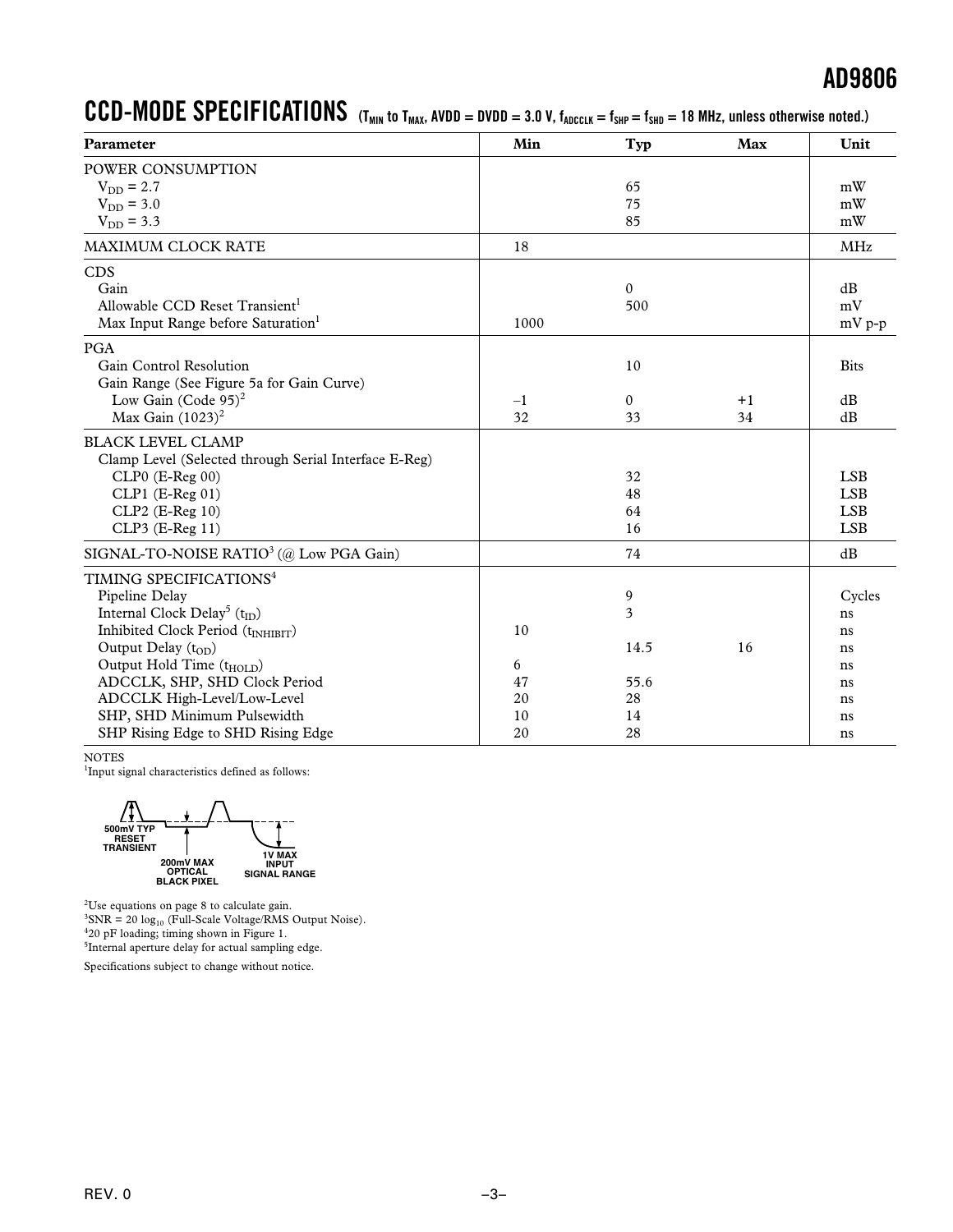## CCD-MODE SPECIFICATIONS

($T_{MIN}$ to $T_{MAX}$, AVDD = DVDD = 3.0 V, $f_{ADCCLK} = f_{SHP} = f_{SHD}$ = 18 MHz, unless otherwise noted.)

| Parameter | Min | Typ | Max | Unit |
|---|---|---|---|---|
| **POWER CONSUMPTION** | | | | |
| $V_{DD}$ = 2.7 | | 65 | | mW |
| $V_{DD}$ = 3.0 | | 75 | | mW |
| $V_{DD}$ = 3.3 | | 85 | | mW |
| **MAXIMUM CLOCK RATE** | 18 | | | MHz |
| **CDS** | | | | |
| Gain | | 0 | | dB |
| Allowable CCD Reset Transient[1] | | 500 | | mV |
| Max Input Range before Saturation[1] | 1000 | | | mV p-p |
| **PGA** | | | | |
| Gain Control Resolution | | 10 | | Bits |
| Gain Range (See Figure 5a for Gain Curve) | | | | |
| Low Gain (Code 95)[2] | –1 | 0 | +1 | dB |
| Max Gain (1023)[2] | 32 | 33 | 34 | dB |
| **BLACK LEVEL CLAMP** | | | | |
| Clamp Level (Selected through Serial Interface E-Reg) | | | | |
| CLP0 (E-Reg 00) | | 32 | | LSB |
| CLP1 (E-Reg 01) | | 48 | | LSB |
| CLP2 (E-Reg 10) | | 64 | | LSB |
| CLP3 (E-Reg 11) | | 16 | | LSB |
| **SIGNAL-TO-NOISE RATIO**[3] (@ Low PGA Gain) | | 74 | | dB |
| **TIMING SPECIFICATIONS**[4] | | | | |
| Pipeline Delay | | 9 | | Cycles |
| Internal Clock Delay[5] ($t_{ID}$) | | 3 | | ns |
| Inhibited Clock Period ($t_{INHIBIT}$) | 10 | | | ns |
| Output Delay ($t_{OD}$) | | 14.5 | 16 | ns |
| Output Hold Time ($t_{HOLD}$) | 6 | | | ns |
| ADCCLK, SHP, SHD Clock Period | 47 | 55.6 | | ns |
| ADCCLK High-Level/Low-Level | 20 | 28 | | ns |
| SHP, SHD Minimum Pulsewidth | 10 | 14 | | ns |
| SHP Rising Edge to SHD Rising Edge | 20 | 28 | | ns |

NOTES

[1]Input signal characteristics defined as follows:

500mV TYP RESET TRANSIENT — 200mV MAX OPTICAL BLACK PIXEL — 1V MAX INPUT SIGNAL RANGE

[2]Use equations on page 8 to calculate gain.

[3]SNR = 20 $\log_{10}$ (Full-Scale Voltage/RMS Output Noise).

[4]20 pF loading; timing shown in Figure 1.

[5]Internal aperture delay for actual sampling edge.

Specifications subject to change without notice.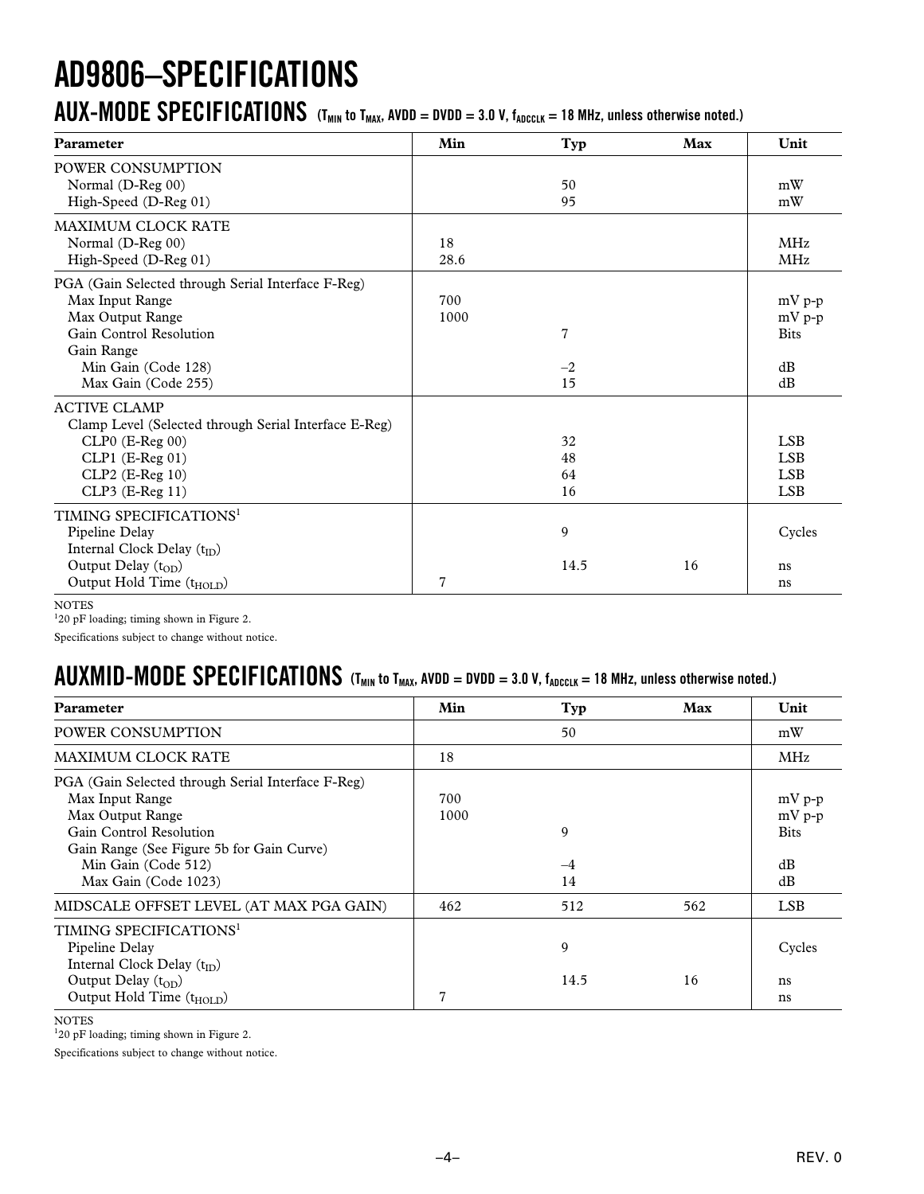# AD9806–SPECIFICATIONS

## AUX-MODE SPECIFICATIONS ($T_{MIN}$ to $T_{MAX}$, AVDD = DVDD = 3.0 V, $f_{ADCCLK}$ = 18 MHz, unless otherwise noted.)

| Parameter | Min | Typ | Max | Unit |
|---|---|---|---|---|
| POWER CONSUMPTION | | | | |
| Normal (D-Reg 00) | | 50 | | mW |
| High-Speed (D-Reg 01) | | 95 | | mW |
| MAXIMUM CLOCK RATE | | | | |
| Normal (D-Reg 00) | 18 | | | MHz |
| High-Speed (D-Reg 01) | 28.6 | | | MHz |
| PGA (Gain Selected through Serial Interface F-Reg) | | | | |
| Max Input Range | 700 | | | mV p-p |
| Max Output Range | 1000 | | | mV p-p |
| Gain Control Resolution | | 7 | | Bits |
| Gain Range | | | | |
| Min Gain (Code 128) | | –2 | | dB |
| Max Gain (Code 255) | | 15 | | dB |
| ACTIVE CLAMP | | | | |
| Clamp Level (Selected through Serial Interface E-Reg) | | | | |
| CLP0 (E-Reg 00) | | 32 | | LSB |
| CLP1 (E-Reg 01) | | 48 | | LSB |
| CLP2 (E-Reg 10) | | 64 | | LSB |
| CLP3 (E-Reg 11) | | 16 | | LSB |
| TIMING SPECIFICATIONS[1] | | | | |
| Pipeline Delay | | 9 | | Cycles |
| Internal Clock Delay ($t_{ID}$) | | | | |
| Output Delay ($t_{OD}$) | | 14.5 | 16 | ns |
| Output Hold Time ($t_{HOLD}$) | 7 | | | ns |

NOTES
[1]20 pF loading; timing shown in Figure 2.

Specifications subject to change without notice.

## AUXMID-MODE SPECIFICATIONS ($T_{MIN}$ to $T_{MAX}$, AVDD = DVDD = 3.0 V, $f_{ADCCLK}$ = 18 MHz, unless otherwise noted.)

| Parameter | Min | Typ | Max | Unit |
|---|---|---|---|---|
| POWER CONSUMPTION | | 50 | | mW |
| MAXIMUM CLOCK RATE | 18 | | | MHz |
| PGA (Gain Selected through Serial Interface F-Reg) | | | | |
| Max Input Range | 700 | | | mV p-p |
| Max Output Range | 1000 | | | mV p-p |
| Gain Control Resolution | | 9 | | Bits |
| Gain Range (See Figure 5b for Gain Curve) | | | | |
| Min Gain (Code 512) | | –4 | | dB |
| Max Gain (Code 1023) | | 14 | | dB |
| MIDSCALE OFFSET LEVEL (AT MAX PGA GAIN) | 462 | 512 | 562 | LSB |
| TIMING SPECIFICATIONS[1] | | | | |
| Pipeline Delay | | 9 | | Cycles |
| Internal Clock Delay ($t_{ID}$) | | | | |
| Output Delay ($t_{OD}$) | | 14.5 | 16 | ns |
| Output Hold Time ($t_{HOLD}$) | 7 | | | ns |

NOTES
[1]20 pF loading; timing shown in Figure 2.

Specifications subject to change without notice.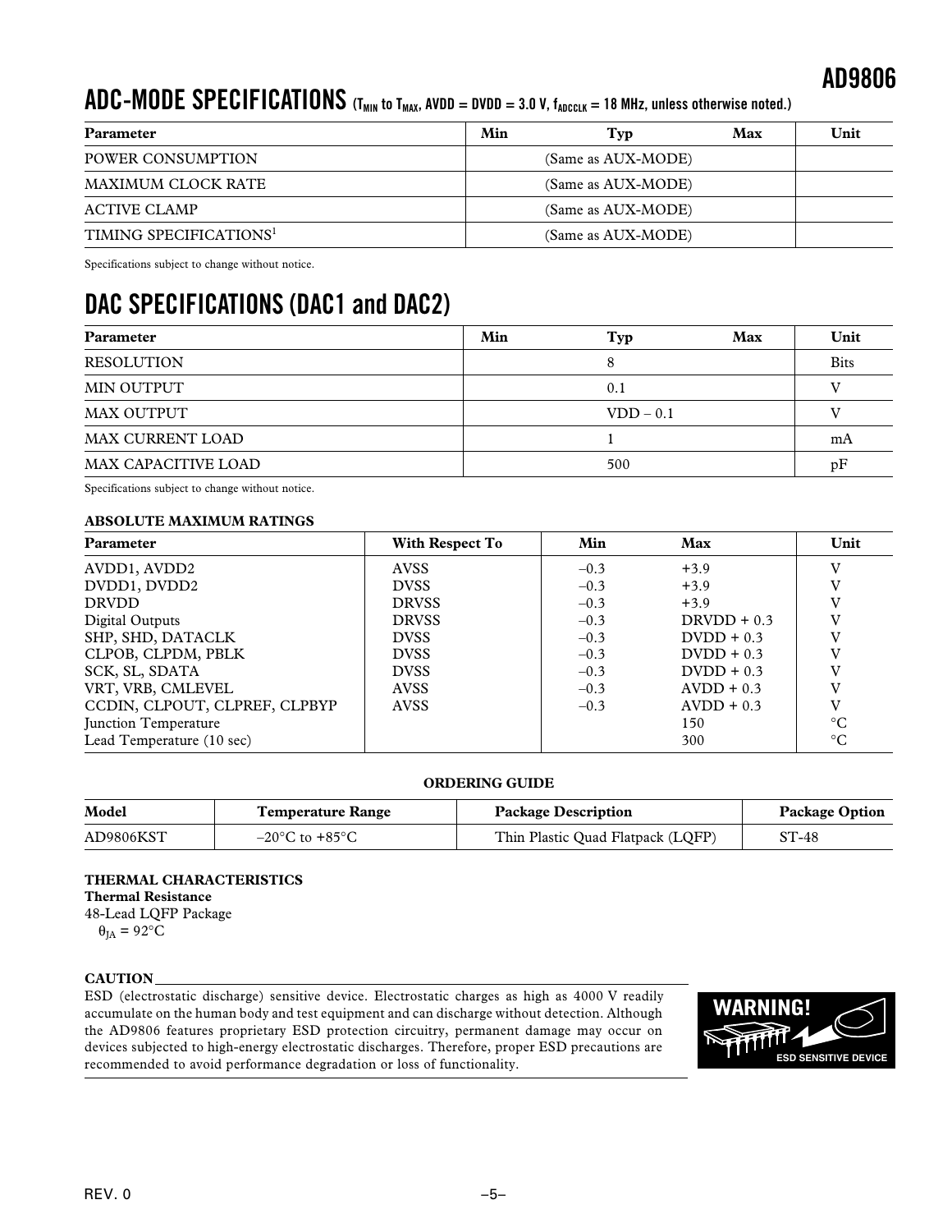## ADC-MODE SPECIFICATIONS ($T_{MIN}$ to $T_{MAX}$, AVDD = DVDD = 3.0 V, $f_{ADCCLK}$ = 18 MHz, unless otherwise noted.)

| Parameter | Min | Typ | Max | Unit |
|---|---|---|---|---|
| POWER CONSUMPTION | | (Same as AUX-MODE) | | |
| MAXIMUM CLOCK RATE | | (Same as AUX-MODE) | | |
| ACTIVE CLAMP | | (Same as AUX-MODE) | | |
| TIMING SPECIFICATIONS[1] | | (Same as AUX-MODE) | | |

Specifications subject to change without notice.

## DAC SPECIFICATIONS (DAC1 and DAC2)

| Parameter | Min | Typ | Max | Unit |
|---|---|---|---|---|
| RESOLUTION | | 8 | | Bits |
| MIN OUTPUT | | 0.1 | | V |
| MAX OUTPUT | | VDD – 0.1 | | V |
| MAX CURRENT LOAD | | 1 | | mA |
| MAX CAPACITIVE LOAD | | 500 | | pF |

Specifications subject to change without notice.

### ABSOLUTE MAXIMUM RATINGS

| Parameter | With Respect To | Min | Max | Unit |
|---|---|---|---|---|
| AVDD1, AVDD2 | AVSS | –0.3 | +3.9 | V |
| DVDD1, DVDD2 | DVSS | –0.3 | +3.9 | V |
| DRVDD | DRVSS | –0.3 | +3.9 | V |
| Digital Outputs | DRVSS | –0.3 | DRVDD + 0.3 | V |
| SHP, SHD, DATACLK | DVSS | –0.3 | DVDD + 0.3 | V |
| CLPOB, CLPDM, PBLK | DVSS | –0.3 | DVDD + 0.3 | V |
| SCK, SL, SDATA | DVSS | –0.3 | DVDD + 0.3 | V |
| VRT, VRB, CMLEVEL | AVSS | –0.3 | AVDD + 0.3 | V |
| CCDIN, CLPOUT, CLPREF, CLPBYP | AVSS | –0.3 | AVDD + 0.3 | V |
| Junction Temperature | | | 150 | °C |
| Lead Temperature (10 sec) | | | 300 | °C |

### ORDERING GUIDE

| Model | Temperature Range | Package Description | Package Option |
|---|---|---|---|
| AD9806KST | –20°C to +85°C | Thin Plastic Quad Flatpack (LQFP) | ST-48 |

### THERMAL CHARACTERISTICS

**Thermal Resistance**

48-Lead LQFP Package

$\theta_{JA}$ = 92°C

### CAUTION

ESD (electrostatic discharge) sensitive device. Electrostatic charges as high as 4000 V readily accumulate on the human body and test equipment and can discharge without detection. Although the AD9806 features proprietary ESD protection circuitry, permanent damage may occur on devices subjected to high-energy electrostatic discharges. Therefore, proper ESD precautions are recommended to avoid performance degradation or loss of functionality.

WARNING! ESD SENSITIVE DEVICE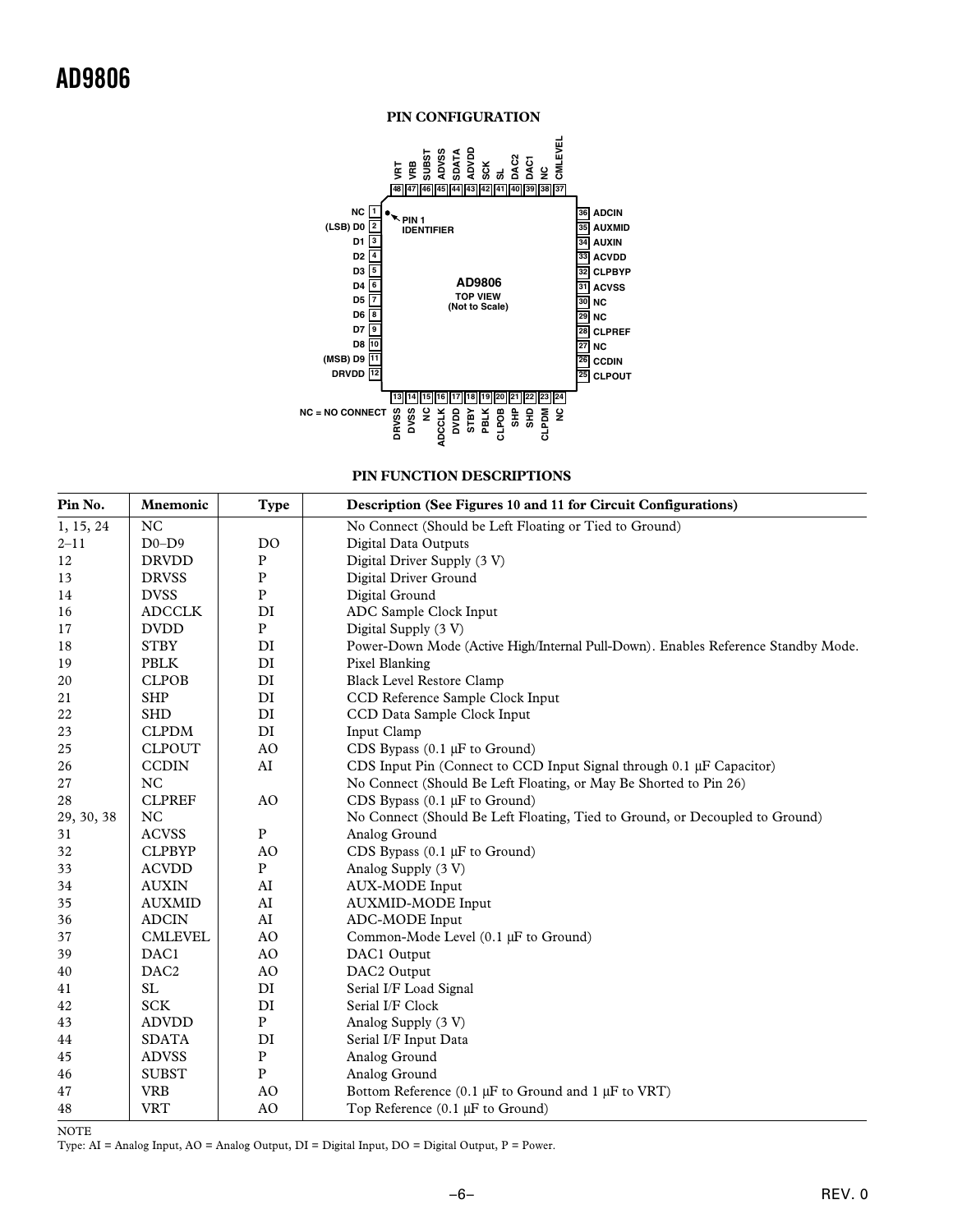## PIN CONFIGURATION

| Pin | Name | | Pin | Name |
|---|---|---|---|---|
| 1 | NC | | 48 | VRT |
| 2 | (LSB) D0 | | 47 | VRB |
| 3 | D1 | | 46 | SUBST |
| 4 | D2 | | 45 | ADVSS |
| 5 | D3 | | 44 | SDATA |
| 6 | D4 | | 43 | ADVDD |
| 7 | D5 | | 42 | SCK |
| 8 | D6 | | 41 | SL |
| 9 | D7 | | 40 | DAC2 |
| 10 | D8 | | 39 | DAC1 |
| 11 | (MSB) D9 | | 38 | NC |
| 12 | DRVDD | | 37 | CMLEVEL |
| 13 | DRVSS | | 36 | ADCIN |
| 14 | DVSS | | 35 | AUXMID |
| 15 | NC | | 34 | AUXIN |
| 16 | ADCCLK | | 33 | ACVDD |
| 17 | DVDD | | 32 | CLPBYP |
| 18 | STBY | | 31 | ACVSS |
| 19 | PBLK | | 30 | NC |
| 20 | CLPOB | | 29 | NC |
| 21 | SHP | | 28 | CLPREF |
| 22 | SHD | | 27 | NC |
| 23 | CLPDM | | 26 | CCDIN |
| 24 | NC | | 25 | CLPOUT |

AD9806 TOP VIEW (Not to Scale)

PIN 1 IDENTIFIER

NC = NO CONNECT

## PIN FUNCTION DESCRIPTIONS

| Pin No. | Mnemonic | Type | Description (See Figures 10 and 11 for Circuit Configurations) |
|---|---|---|---|
| 1, 15, 24 | NC | | No Connect (Should be Left Floating or Tied to Ground) |
| 2–11 | D0–D9 | DO | Digital Data Outputs |
| 12 | DRVDD | P | Digital Driver Supply (3 V) |
| 13 | DRVSS | P | Digital Driver Ground |
| 14 | DVSS | P | Digital Ground |
| 16 | ADCCLK | DI | ADC Sample Clock Input |
| 17 | DVDD | P | Digital Supply (3 V) |
| 18 | STBY | DI | Power-Down Mode (Active High/Internal Pull-Down). Enables Reference Standby Mode. |
| 19 | PBLK | DI | Pixel Blanking |
| 20 | CLPOB | DI | Black Level Restore Clamp |
| 21 | SHP | DI | CCD Reference Sample Clock Input |
| 22 | SHD | DI | CCD Data Sample Clock Input |
| 23 | CLPDM | DI | Input Clamp |
| 25 | CLPOUT | AO | CDS Bypass (0.1 µF to Ground) |
| 26 | CCDIN | AI | CDS Input Pin (Connect to CCD Input Signal through 0.1 µF Capacitor) |
| 27 | NC | | No Connect (Should Be Left Floating, or May Be Shorted to Pin 26) |
| 28 | CLPREF | AO | CDS Bypass (0.1 µF to Ground) |
| 29, 30, 38 | NC | | No Connect (Should Be Left Floating, Tied to Ground, or Decoupled to Ground) |
| 31 | ACVSS | P | Analog Ground |
| 32 | CLPBYP | AO | CDS Bypass (0.1 µF to Ground) |
| 33 | ACVDD | P | Analog Supply (3 V) |
| 34 | AUXIN | AI | AUX-MODE Input |
| 35 | AUXMID | AI | AUXMID-MODE Input |
| 36 | ADCIN | AI | ADC-MODE Input |
| 37 | CMLEVEL | AO | Common-Mode Level (0.1 µF to Ground) |
| 39 | DAC1 | AO | DAC1 Output |
| 40 | DAC2 | AO | DAC2 Output |
| 41 | SL | DI | Serial I/F Load Signal |
| 42 | SCK | DI | Serial I/F Clock |
| 43 | ADVDD | P | Analog Supply (3 V) |
| 44 | SDATA | DI | Serial I/F Input Data |
| 45 | ADVSS | P | Analog Ground |
| 46 | SUBST | P | Analog Ground |
| 47 | VRB | AO | Bottom Reference (0.1 µF to Ground and 1 µF to VRT) |
| 48 | VRT | AO | Top Reference (0.1 µF to Ground) |

NOTE

Type: AI = Analog Input, AO = Analog Output, DI = Digital Input, DO = Digital Output, P = Power.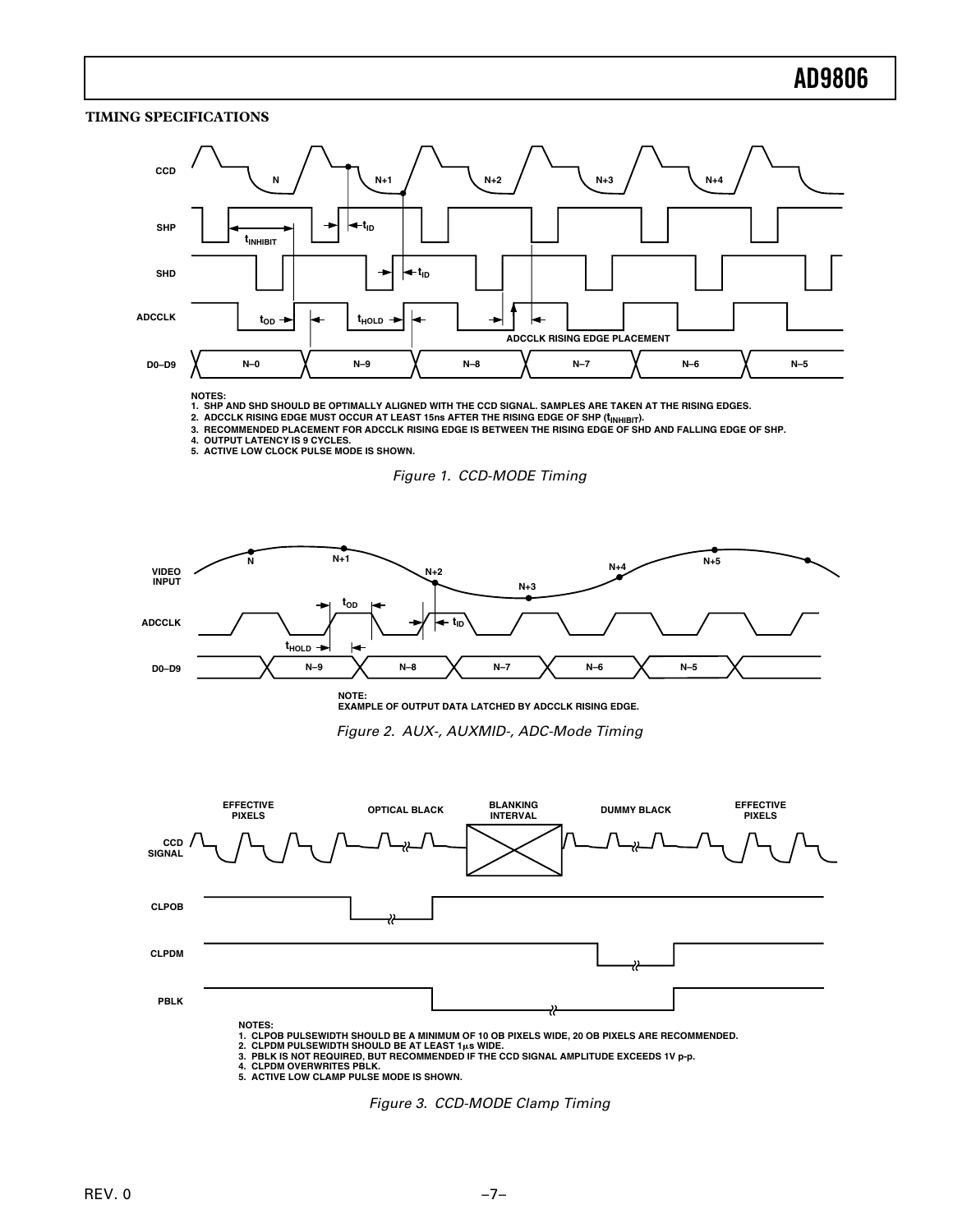## TIMING SPECIFICATIONS

NOTES:
1. SHP AND SHD SHOULD BE OPTIMALLY ALIGNED WITH THE CCD SIGNAL. SAMPLES ARE TAKEN AT THE RISING EDGES.
2. ADCCLK RISING EDGE MUST OCCUR AT LEAST 15ns AFTER THE RISING EDGE OF SHP ($t_{INHIBIT}$).
3. RECOMMENDED PLACEMENT FOR ADCCLK RISING EDGE IS BETWEEN THE RISING EDGE OF SHD AND FALLING EDGE OF SHP.
4. OUTPUT LATENCY IS 9 CYCLES.
5. ACTIVE LOW CLOCK PULSE MODE IS SHOWN.

*Figure 1. CCD-MODE Timing*

NOTE:
EXAMPLE OF OUTPUT DATA LATCHED BY ADCCLK RISING EDGE.

*Figure 2. AUX-, AUXMID-, ADC-Mode Timing*

NOTES:
1. CLPOB PULSEWIDTH SHOULD BE A MINIMUM OF 10 OB PIXELS WIDE, 20 OB PIXELS ARE RECOMMENDED.
2. CLPDM PULSEWIDTH SHOULD BE AT LEAST 1µs WIDE.
3. PBLK IS NOT REQUIRED, BUT RECOMMENDED IF THE CCD SIGNAL AMPLITUDE EXCEEDS 1V p-p.
4. CLPDM OVERWRITES PBLK.
5. ACTIVE LOW CLAMP PULSE MODE IS SHOWN.

*Figure 3. CCD-MODE Clamp Timing*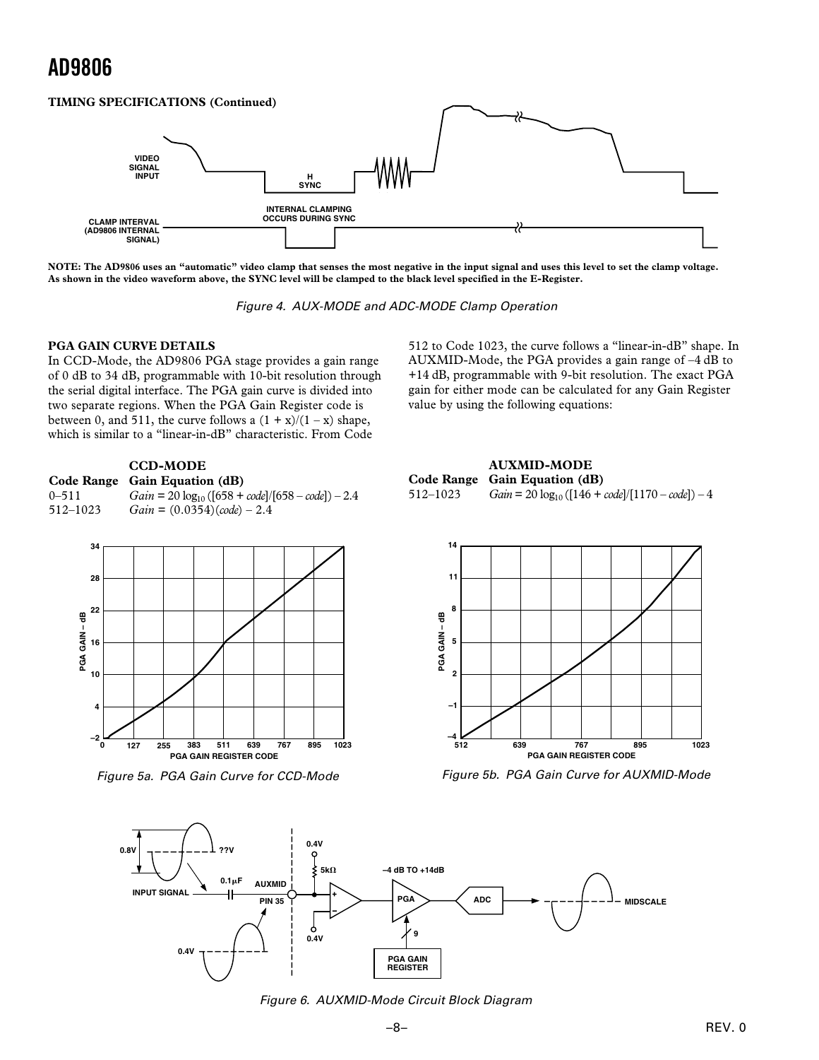TIMING SPECIFICATIONS (Continued)

**NOTE: The AD9806 uses an "automatic" video clamp that senses the most negative in the input signal and uses this level to set the clamp voltage. As shown in the video waveform above, the SYNC level will be clamped to the black level specified in the E-Register.**

Figure 4. AUX-MODE and ADC-MODE Clamp Operation

### PGA GAIN CURVE DETAILS

In CCD-Mode, the AD9806 PGA stage provides a gain range of 0 dB to 34 dB, programmable with 10-bit resolution through the serial digital interface. The PGA gain curve is divided into two separate regions. When the PGA Gain Register code is between 0, and 511, the curve follows a $(1 + x)/(1 - x)$ shape, which is similar to a "linear-in-dB" characteristic. From Code 512 to Code 1023, the curve follows a "linear-in-dB" shape. In AUXMID-Mode, the PGA provides a gain range of –4 dB to +14 dB, programmable with 9-bit resolution. The exact PGA gain for either mode can be calculated for any Gain Register value by using the following equations:

**CCD-MODE**

| Code Range | Gain Equation (dB) |
|---|---|
| 0–511 | $Gain = 20 \log_{10}([658 + code]/[658 - code]) - 2.4$ |
| 512–1023 | $Gain = (0.0354)(code) - 2.4$ |

**AUXMID-MODE**

| Code Range | Gain Equation (dB) |
|---|---|
| 512–1023 | $Gain = 20 \log_{10}([146 + code]/[1170 - code]) - 4$ |

Figure 5a. PGA Gain Curve for CCD-Mode

Figure 5b. PGA Gain Curve for AUXMID-Mode

Figure 6. AUXMID-Mode Circuit Block Diagram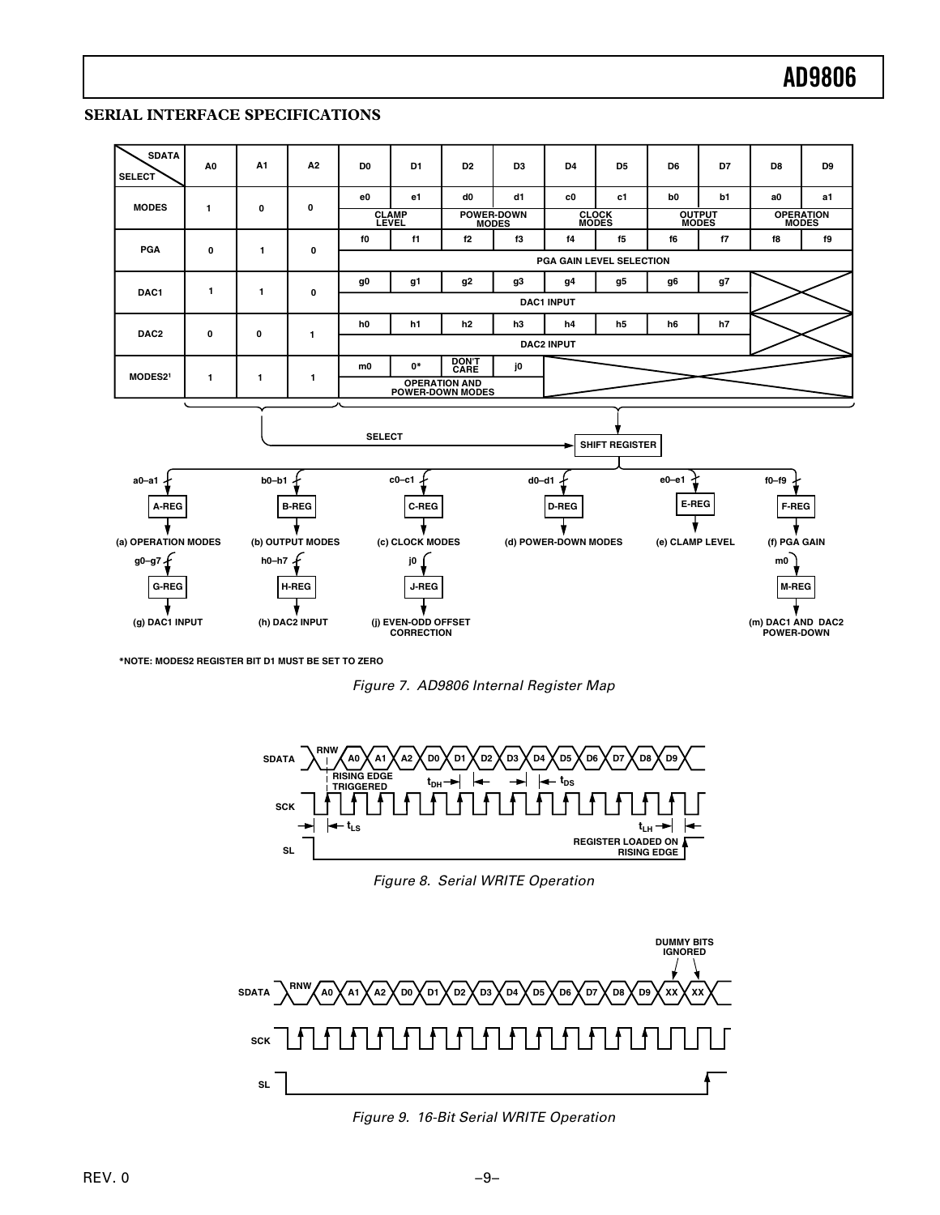## SERIAL INTERFACE SPECIFICATIONS

| SDATA / SELECT | A0 | A1 | A2 | D0 | D1 | D2 | D3 | D4 | D5 | D6 | D7 | D8 | D9 |
|---|---|---|---|---|---|---|---|---|---|---|---|---|---|
| MODES | 1 | 0 | 0 | e0 | e1 | d0 | d1 | c0 | c1 | b0 | b1 | a0 | a1 |
| | | | | CLAMP LEVEL | | POWER-DOWN MODES | | CLOCK MODES | | OUTPUT MODES | | OPERATION MODES | |
| PGA | 0 | 1 | 0 | f0 | f1 | f2 | f3 | f4 | f5 | f6 | f7 | f8 | f9 |
| | | | | PGA GAIN LEVEL SELECTION | | | | | | | | | |
| DAC1 | 1 | 1 | 0 | g0 | g1 | g2 | g3 | g4 | g5 | g6 | g7 | | |
| | | | | DAC1 INPUT | | | | | | | | | |
| DAC2 | 0 | 0 | 1 | h0 | h1 | h2 | h3 | h4 | h5 | h6 | h7 | | |
| | | | | DAC2 INPUT | | | | | | | | | |
| MODES2[1] | 1 | 1 | 1 | m0 | 0* | DON'T CARE | j0 | | | | | | |
| | | | | OPERATION AND POWER-DOWN MODES | | | | | | | | | |

SELECT → SHIFT REGISTER

- a0–a1 → A-REG → (a) OPERATION MODES
- b0–b1 → B-REG → (b) OUTPUT MODES
- c0–c1 → C-REG → (c) CLOCK MODES
- d0–d1 → D-REG → (d) POWER-DOWN MODES
- e0–e1 → E-REG → (e) CLAMP LEVEL
- f0–f9 → F-REG → (f) PGA GAIN
- g0–g7 → G-REG → (g) DAC1 INPUT
- h0–h7 → H-REG → (h) DAC2 INPUT
- j0 → J-REG → (j) EVEN-ODD OFFSET CORRECTION
- m0 → M-REG → (m) DAC1 AND DAC2 POWER-DOWN

*NOTE: MODES2 REGISTER BIT D1 MUST BE SET TO ZERO

*Figure 7. AD9806 Internal Register Map*

SDATA: RNW, A0, A1, A2, D0, D1, D2, D3, D4, D5, D6, D7, D8, D9

RISING EDGE TRIGGERED; $t_{DH}$; $t_{DS}$

SCK; $t_{LS}$; $t_{LH}$

SL; REGISTER LOADED ON RISING EDGE

*Figure 8. Serial WRITE Operation*

DUMMY BITS IGNORED

SDATA: RNW, A0, A1, A2, D0, D1, D2, D3, D4, D5, D6, D7, D8, D9, XX, XX

SCK

SL

*Figure 9. 16-Bit Serial WRITE Operation*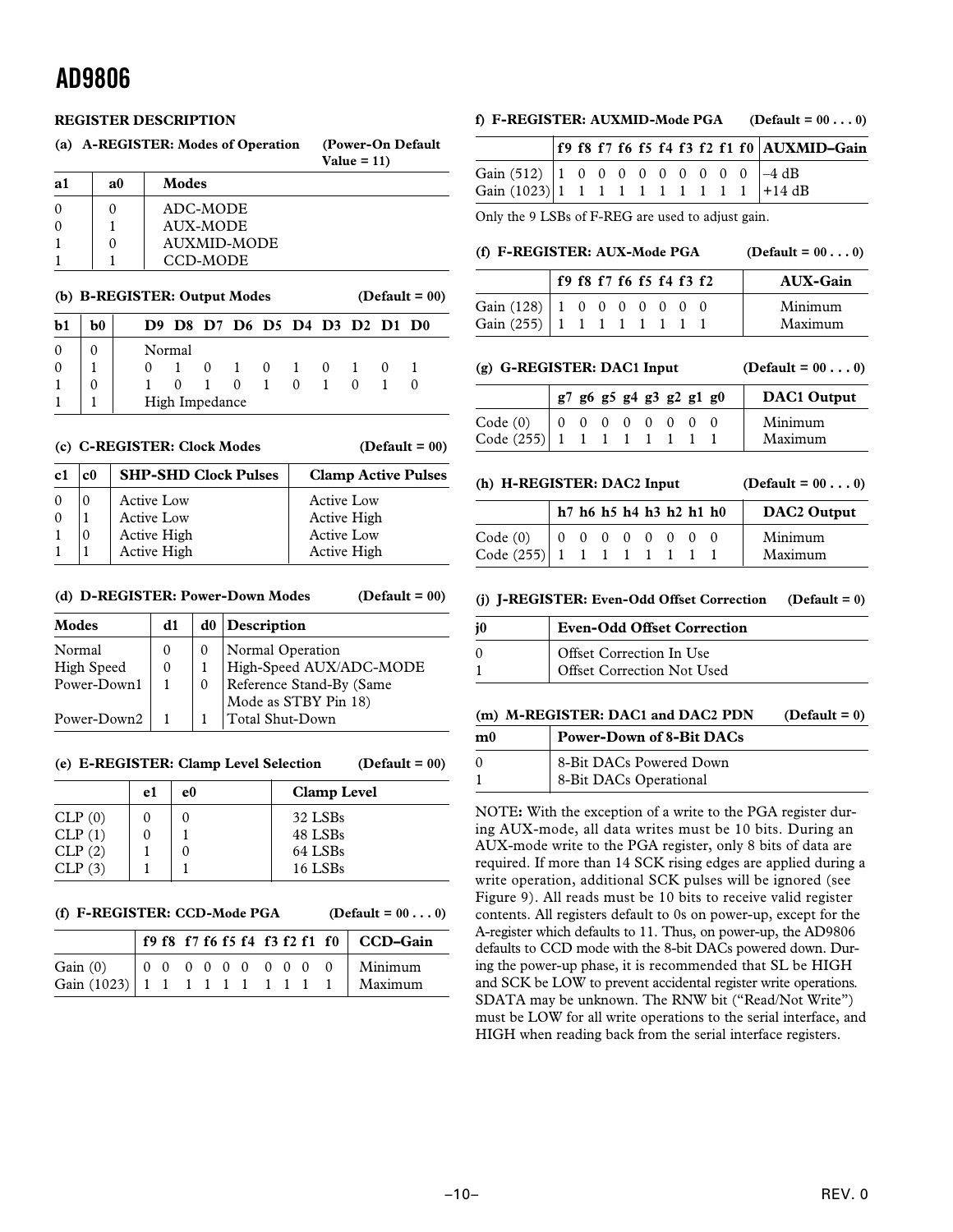## REGISTER DESCRIPTION

**(a) A-REGISTER: Modes of Operation** **(Power-On Default Value = 11)**

| a1 | a0 | Modes |
|---|---|---|
| 0 | 0 | ADC-MODE |
| 0 | 1 | AUX-MODE |
| 1 | 0 | AUXMID-MODE |
| 1 | 1 | CCD-MODE |

**(b) B-REGISTER: Output Modes** **(Default = 00)**

| b1 | b0 | D9 | D8 | D7 | D6 | D5 | D4 | D3 | D2 | D1 | D0 |
|---|---|---|---|---|---|---|---|---|---|---|---|
| 0 | 0 | Normal | | | | | | | | | |
| 0 | 1 | 0 | 1 | 0 | 1 | 0 | 1 | 0 | 1 | 0 | 1 |
| 1 | 0 | 1 | 0 | 1 | 0 | 1 | 0 | 1 | 0 | 1 | 0 |
| 1 | 1 | High Impedance | | | | | | | | | |

**(c) C-REGISTER: Clock Modes** **(Default = 00)**

| c1 | c0 | SHP-SHD Clock Pulses | Clamp Active Pulses |
|---|---|---|---|
| 0 | 0 | Active Low | Active Low |
| 0 | 1 | Active Low | Active High |
| 1 | 0 | Active High | Active Low |
| 1 | 1 | Active High | Active High |

**(d) D-REGISTER: Power-Down Modes** **(Default = 00)**

| Modes | d1 | d0 | Description |
|---|---|---|---|
| Normal | 0 | 0 | Normal Operation |
| High Speed | 0 | 1 | High-Speed AUX/ADC-MODE |
| Power-Down1 | 1 | 0 | Reference Stand-By (Same Mode as STBY Pin 18) |
| Power-Down2 | 1 | 1 | Total Shut-Down |

**(e) E-REGISTER: Clamp Level Selection** **(Default = 00)**

| | e1 | e0 | Clamp Level |
|---|---|---|---|
| CLP (0) | 0 | 0 | 32 LSBs |
| CLP (1) | 0 | 1 | 48 LSBs |
| CLP (2) | 1 | 0 | 64 LSBs |
| CLP (3) | 1 | 1 | 16 LSBs |

**(f) F-REGISTER: CCD-Mode PGA** **(Default = 00 . . . 0)**

| | f9 | f8 | f7 | f6 | f5 | f4 | f3 | f2 | f1 | f0 | CCD–Gain |
|---|---|---|---|---|---|---|---|---|---|---|---|
| Gain (0) | 0 | 0 | 0 | 0 | 0 | 0 | 0 | 0 | 0 | 0 | Minimum |
| Gain (1023) | 1 | 1 | 1 | 1 | 1 | 1 | 1 | 1 | 1 | 1 | Maximum |

**f) F-REGISTER: AUXMID-Mode PGA** **(Default = 00 . . . 0)**

| | f9 | f8 | f7 | f6 | f5 | f4 | f3 | f2 | f1 | f0 | AUXMID–Gain |
|---|---|---|---|---|---|---|---|---|---|---|---|
| Gain (512) | 1 | 0 | 0 | 0 | 0 | 0 | 0 | 0 | 0 | 0 | –4 dB |
| Gain (1023) | 1 | 1 | 1 | 1 | 1 | 1 | 1 | 1 | 1 | 1 | +14 dB |

Only the 9 LSBs of F-REG are used to adjust gain.

**(f) F-REGISTER: AUX-Mode PGA** **(Default = 00 . . . 0)**

| | f9 | f8 | f7 | f6 | f5 | f4 | f3 | f2 | AUX-Gain |
|---|---|---|---|---|---|---|---|---|---|
| Gain (128) | 1 | 0 | 0 | 0 | 0 | 0 | 0 | 0 | Minimum |
| Gain (255) | 1 | 1 | 1 | 1 | 1 | 1 | 1 | 1 | Maximum |

**(g) G-REGISTER: DAC1 Input** **(Default = 00 . . . 0)**

| | g7 | g6 | g5 | g4 | g3 | g2 | g1 | g0 | DAC1 Output |
|---|---|---|---|---|---|---|---|---|---|
| Code (0) | 0 | 0 | 0 | 0 | 0 | 0 | 0 | 0 | Minimum |
| Code (255) | 1 | 1 | 1 | 1 | 1 | 1 | 1 | 1 | Maximum |

**(h) H-REGISTER: DAC2 Input** **(Default = 00 . . . 0)**

| | h7 | h6 | h5 | h4 | h3 | h2 | h1 | h0 | DAC2 Output |
|---|---|---|---|---|---|---|---|---|---|
| Code (0) | 0 | 0 | 0 | 0 | 0 | 0 | 0 | 0 | Minimum |
| Code (255) | 1 | 1 | 1 | 1 | 1 | 1 | 1 | 1 | Maximum |

**(j) J-REGISTER: Even-Odd Offset Correction** **(Default = 0)**

| j0 | Even-Odd Offset Correction |
|---|---|
| 0 | Offset Correction In Use |
| 1 | Offset Correction Not Used |

**(m) M-REGISTER: DAC1 and DAC2 PDN** **(Default = 0)**

| m0 | Power-Down of 8-Bit DACs |
|---|---|
| 0 | 8-Bit DACs Powered Down |
| 1 | 8-Bit DACs Operational |

**NOTE:** With the exception of a write to the PGA register during AUX-mode, all data writes must be 10 bits. During an AUX-mode write to the PGA register, only 8 bits of data are required. If more than 14 SCK rising edges are applied during a write operation, additional SCK pulses will be ignored (see Figure 9). All reads must be 10 bits to receive valid register contents. All registers default to 0s on power-up, except for the A-register which defaults to 11. Thus, on power-up, the AD9806 defaults to CCD mode with the 8-bit DACs powered down. During the power-up phase, it is recommended that SL be HIGH and SCK be LOW to prevent accidental register write operations. SDATA may be unknown. The RNW bit ("Read/Not Write") must be LOW for all write operations to the serial interface, and HIGH when reading back from the serial interface registers.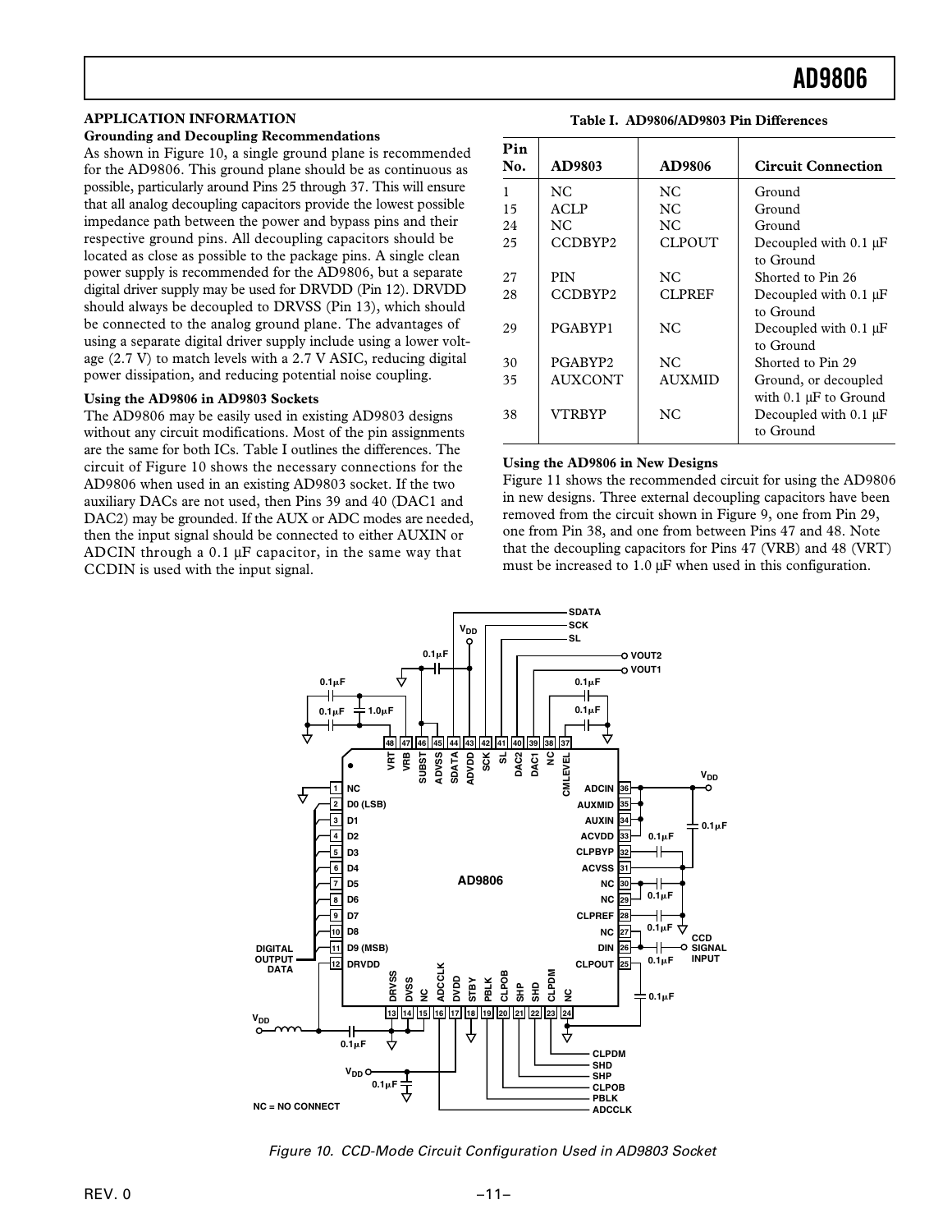## APPLICATION INFORMATION

### Grounding and Decoupling Recommendations

As shown in Figure 10, a single ground plane is recommended for the AD9806. This ground plane should be as continuous as possible, particularly around Pins 25 through 37. This will ensure that all analog decoupling capacitors provide the lowest possible impedance path between the power and bypass pins and their respective ground pins. All decoupling capacitors should be located as close as possible to the package pins. A single clean power supply is recommended for the AD9806, but a separate digital driver supply may be used for DRVDD (Pin 12). DRVDD should always be decoupled to DRVSS (Pin 13), which should be connected to the analog ground plane. The advantages of using a separate digital driver supply include using a lower voltage (2.7 V) to match levels with a 2.7 V ASIC, reducing digital power dissipation, and reducing potential noise coupling.

### Using the AD9806 in AD9803 Sockets

The AD9806 may be easily used in existing AD9803 designs without any circuit modifications. Most of the pin assignments are the same for both ICs. Table I outlines the differences. The circuit of Figure 10 shows the necessary connections for the AD9806 when used in an existing AD9803 socket. If the two auxiliary DACs are not used, then Pins 39 and 40 (DAC1 and DAC2) may be grounded. If the AUX or ADC modes are needed, then the input signal should be connected to either AUXIN or ADCIN through a 0.1 μF capacitor, in the same way that CCDIN is used with the input signal.

**Table I. AD9806/AD9803 Pin Differences**

| Pin No. | AD9803 | AD9806 | Circuit Connection |
|---|---|---|---|
| 1 | NC | NC | Ground |
| 15 | ACLP | NC | Ground |
| 24 | NC | NC | Ground |
| 25 | CCDBYP2 | CLPOUT | Decoupled with 0.1 μF to Ground |
| 27 | PIN | NC | Shorted to Pin 26 |
| 28 | CCDBYP2 | CLPREF | Decoupled with 0.1 μF to Ground |
| 29 | PGABYP1 | NC | Decoupled with 0.1 μF to Ground |
| 30 | PGABYP2 | NC | Shorted to Pin 29 |
| 35 | AUXCONT | AUXMID | Ground, or decoupled with 0.1 μF to Ground |
| 38 | VTRBYP | NC | Decoupled with 0.1 μF to Ground |

### Using the AD9806 in New Designs

Figure 11 shows the recommended circuit for using the AD9806 in new designs. Three external decoupling capacitors have been removed from the circuit shown in Figure 9, one from Pin 29, one from Pin 38, and one from between Pins 47 and 48. Note that the decoupling capacitors for Pins 47 (VRB) and 48 (VRT) must be increased to 1.0 μF when used in this configuration.

*Figure 10. CCD-Mode Circuit Configuration Used in AD9803 Socket*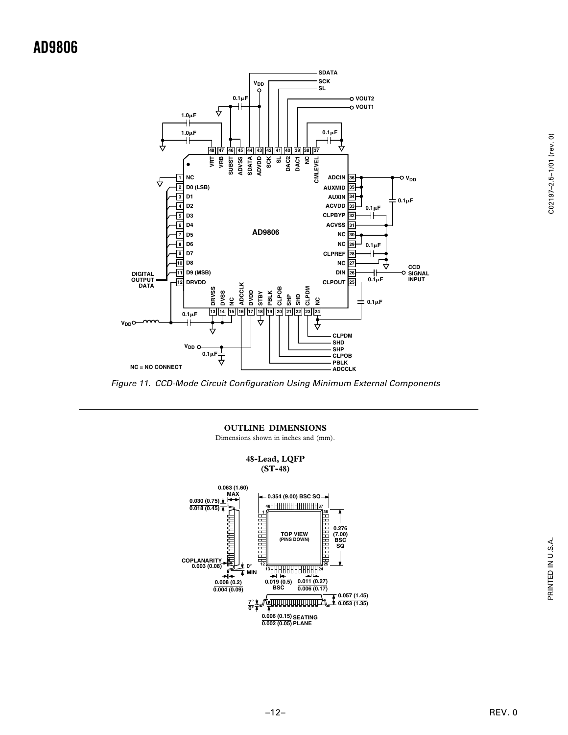DIGITAL OUTPUT DATA

SDATA
SCK
SL
VOUT2
VOUT1
$V_{DD}$
0.1μF
1.0μF
1.0μF
0.1μF

48 VRT
47 VRB
46 SUBST
45 ADVSS
44 SDATA
43 ADVDD
42 SCK
41 SL
40 DAC2
39 DAC1
38 NC
37 CMLEVEL

1 NC
2 D0 (LSB)
3 D1
4 D2
5 D3
6 D4
7 D5
8 D6
9 D7
10 D8
11 D9 (MSB)
12 DRVDD

AD9806

36 ADCIN
35 AUXMID
34 AUXIN
33 ACVDD
32 CLPBYP
31 ACVSS
30 NC
29 NC
28 CLPREF
27 NC
26 DIN
25 CLPOUT

13 DRVSS
14 DVSS
15 NC
16 ADCCLK
17 DVDD
18 STBY
19 PBLK
20 CLPOB
21 SHP
22 SHD
23 CLPDM
24 NC

$V_{DD}$
0.1μF
0.1μF
0.1μF
0.1μF
CCD SIGNAL INPUT
0.1μF

$V_{DD}$
0.1μF
$V_{DD}$
0.1μF

CLPDM
SHD
SHP
CLPOB
PBLK
ADCCLK

NC = NO CONNECT

*Figure 11. CCD-Mode Circuit Configuration Using Minimum External Components*

## OUTLINE DIMENSIONS

Dimensions shown in inches and (mm).

### 48-Lead, LQFP (ST-48)

0.063 (1.60) MAX
0.030 (0.75)
0.018 (0.45)
0.354 (9.00) BSC SQ
48
37
1
36
TOP VIEW (PINS DOWN)
0.276 (7.00) BSC SQ
12
25
13
24
COPLANARITY 0.003 (0.08)
0° MIN
0.008 (0.2)
0.004 (0.09)
0.019 (0.5) BSC
0.011 (0.27)
0.006 (0.17)
0.057 (1.45)
0.053 (1.35)
7°
0°
0.006 (0.15)
0.002 (0.05)
SEATING PLANE

C02197–2.5–1/01 (rev. 0)

PRINTED IN U.S.A.